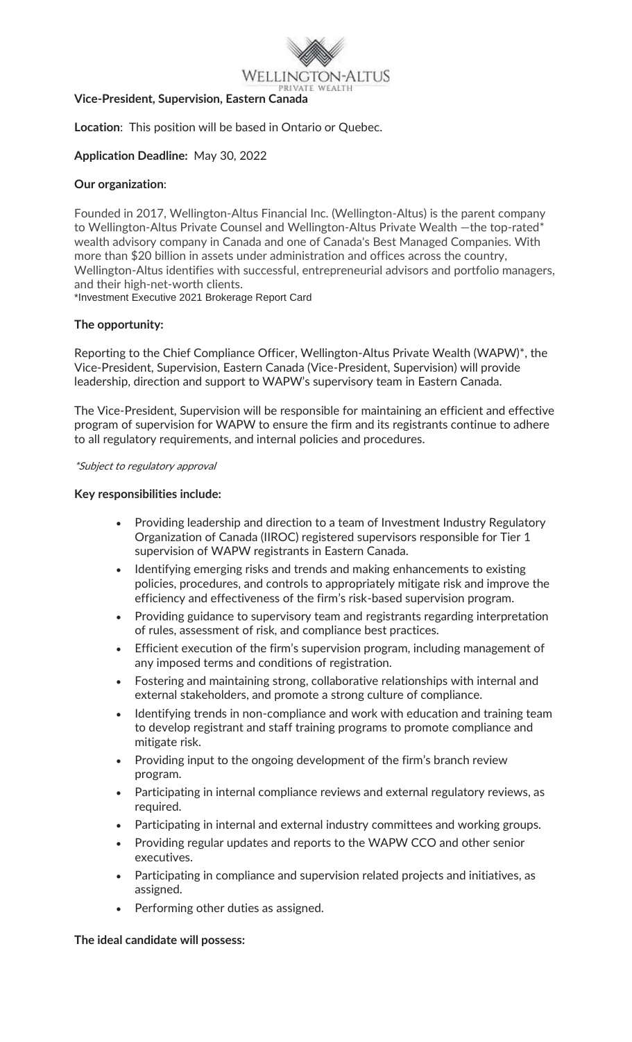WELLINGTON-ALTUS
PRIVATE WEALTH

**Vice-President, Supervision, Eastern Canada**

**Location**: This position will be based in Ontario or Quebec.

**Application Deadline:** May 30, 2022

**Our organization**:

Founded in 2017, Wellington-Altus Financial Inc. (Wellington-Altus) is the parent company to Wellington-Altus Private Counsel and Wellington-Altus Private Wealth —the top-rated* wealth advisory company in Canada and one of Canada's Best Managed Companies. With more than $20 billion in assets under administration and offices across the country, Wellington-Altus identifies with successful, entrepreneurial advisors and portfolio managers, and their high-net-worth clients.
*Investment Executive 2021 Brokerage Report Card

**The opportunity:**

Reporting to the Chief Compliance Officer, Wellington-Altus Private Wealth (WAPW)*, the Vice-President, Supervision, Eastern Canada (Vice-President, Supervision) will provide leadership, direction and support to WAPW's supervisory team in Eastern Canada.

The Vice-President, Supervision will be responsible for maintaining an efficient and effective program of supervision for WAPW to ensure the firm and its registrants continue to adhere to all regulatory requirements, and internal policies and procedures.

*\*Subject to regulatory approval*

**Key responsibilities include:**

- Providing leadership and direction to a team of Investment Industry Regulatory Organization of Canada (IIROC) registered supervisors responsible for Tier 1 supervision of WAPW registrants in Eastern Canada.
- Identifying emerging risks and trends and making enhancements to existing policies, procedures, and controls to appropriately mitigate risk and improve the efficiency and effectiveness of the firm's risk-based supervision program.
- Providing guidance to supervisory team and registrants regarding interpretation of rules, assessment of risk, and compliance best practices.
- Efficient execution of the firm's supervision program, including management of any imposed terms and conditions of registration.
- Fostering and maintaining strong, collaborative relationships with internal and external stakeholders, and promote a strong culture of compliance.
- Identifying trends in non-compliance and work with education and training team to develop registrant and staff training programs to promote compliance and mitigate risk.
- Providing input to the ongoing development of the firm's branch review program.
- Participating in internal compliance reviews and external regulatory reviews, as required.
- Participating in internal and external industry committees and working groups.
- Providing regular updates and reports to the WAPW CCO and other senior executives.
- Participating in compliance and supervision related projects and initiatives, as assigned.
- Performing other duties as assigned.

**The ideal candidate will possess:**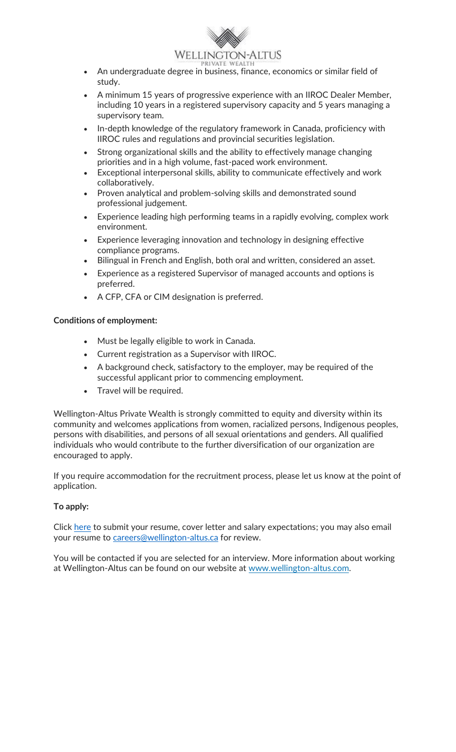- An undergraduate degree in business, finance, economics or similar field of study.
- A minimum 15 years of progressive experience with an IIROC Dealer Member, including 10 years in a registered supervisory capacity and 5 years managing a supervisory team.
- In-depth knowledge of the regulatory framework in Canada, proficiency with IIROC rules and regulations and provincial securities legislation.
- Strong organizational skills and the ability to effectively manage changing priorities and in a high volume, fast-paced work environment.
- Exceptional interpersonal skills, ability to communicate effectively and work collaboratively.
- Proven analytical and problem-solving skills and demonstrated sound professional judgement.
- Experience leading high performing teams in a rapidly evolving, complex work environment.
- Experience leveraging innovation and technology in designing effective compliance programs.
- Bilingual in French and English, both oral and written, considered an asset.
- Experience as a registered Supervisor of managed accounts and options is preferred.
- A CFP, CFA or CIM designation is preferred.

**Conditions of employment:**

- Must be legally eligible to work in Canada.
- Current registration as a Supervisor with IIROC.
- A background check, satisfactory to the employer, may be required of the successful applicant prior to commencing employment.
- Travel will be required.

Wellington-Altus Private Wealth is strongly committed to equity and diversity within its community and welcomes applications from women, racialized persons, Indigenous peoples, persons with disabilities, and persons of all sexual orientations and genders. All qualified individuals who would contribute to the further diversification of our organization are encouraged to apply.

If you require accommodation for the recruitment process, please let us know at the point of application.

**To apply:**

Click here to submit your resume, cover letter and salary expectations; you may also email your resume to careers@wellington-altus.ca for review.

You will be contacted if you are selected for an interview. More information about working at Wellington-Altus can be found on our website at www.wellington-altus.com.